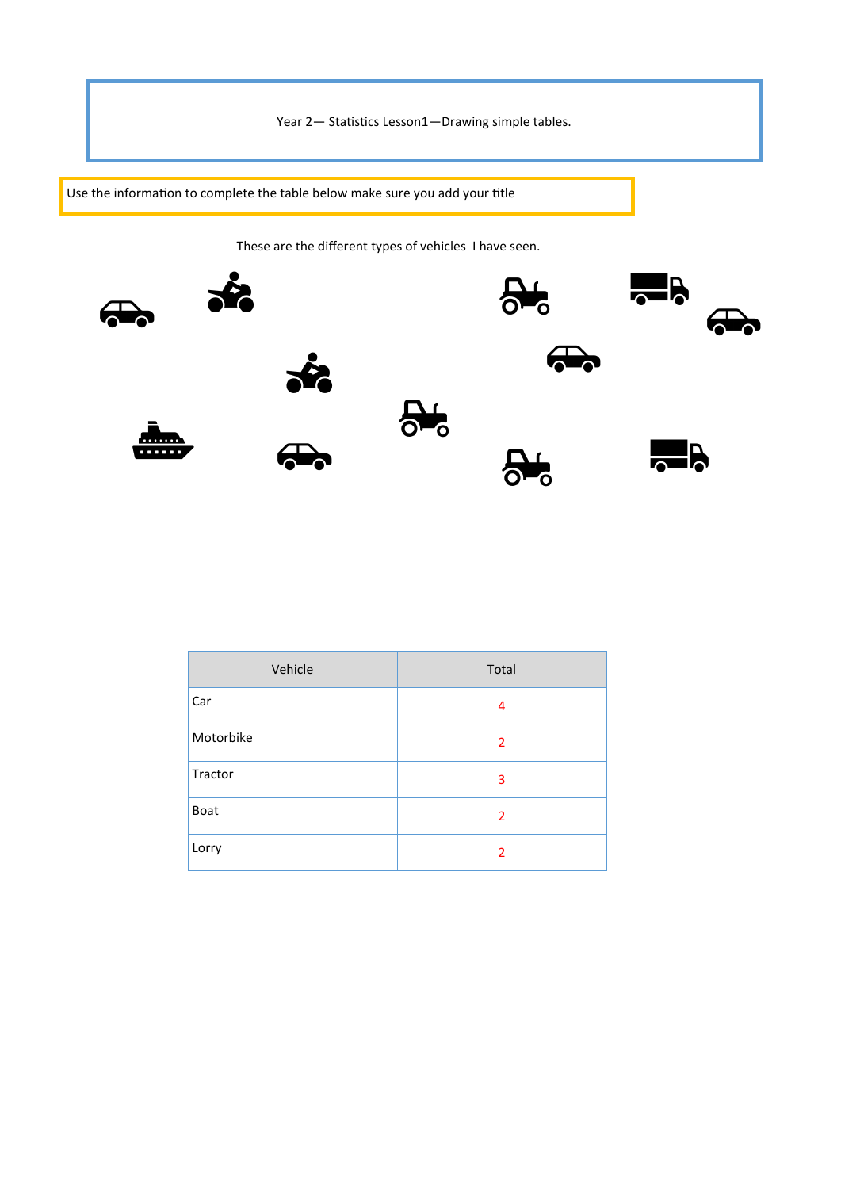Year 2— Statistics Lesson1—Drawing simple tables.

Use the information to complete the table below make sure you add your title

These are the different types of vehicles I have seen.

| Vehicle | Total |
| --- | --- |
| Car | 4 |
| Motorbike | 2 |
| Tractor | 3 |
| Boat | 2 |
| Lorry | 2 |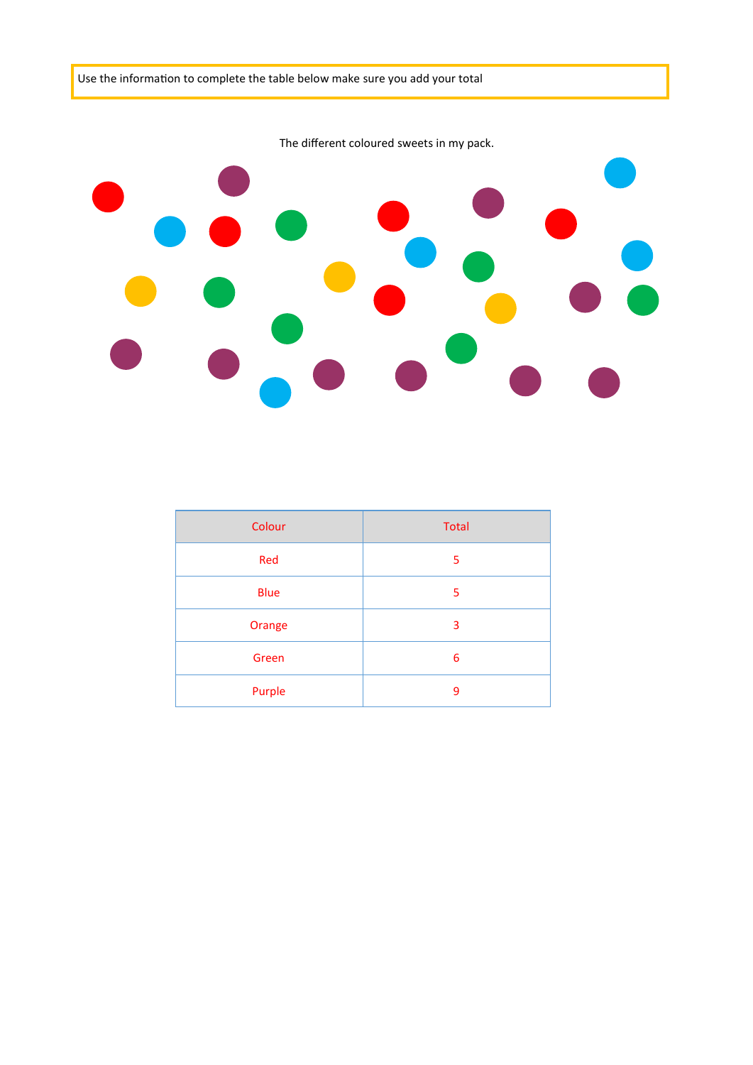Use the information to complete the table below make sure you add your total

The different coloured sweets in my pack.

| Colour | Total |
|---|---|
| Red | 5 |
| Blue | 5 |
| Orange | 3 |
| Green | 6 |
| Purple | 9 |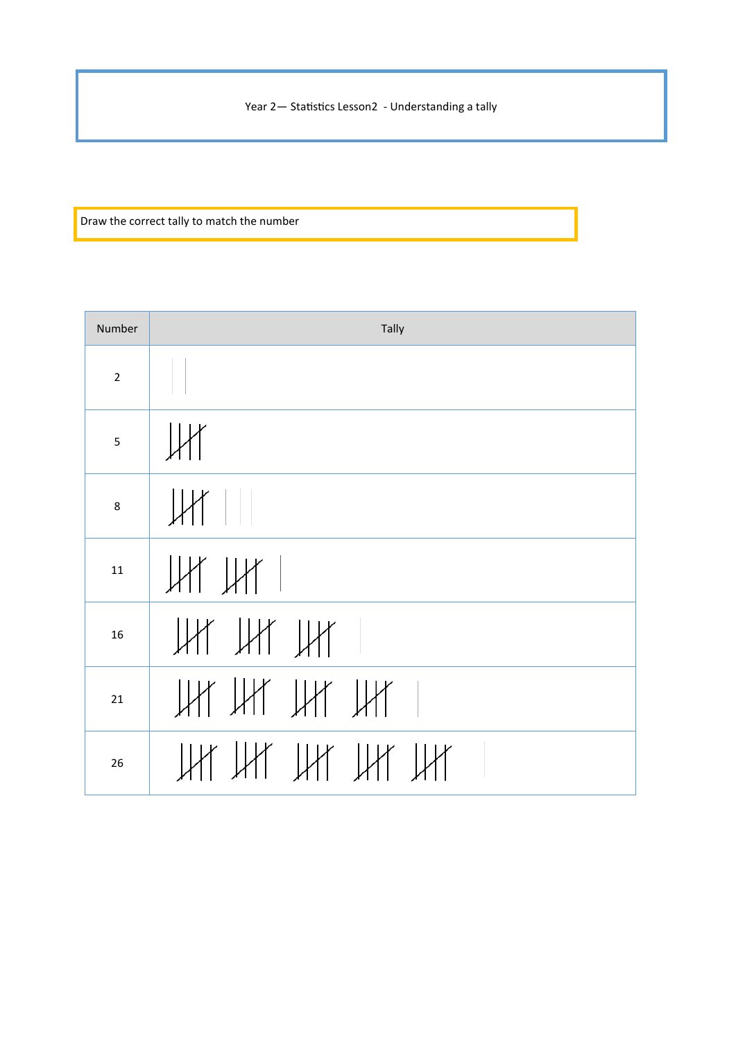Year 2— Statistics Lesson2 - Understanding a tally

Draw the correct tally to match the number

| Number | Tally |
|---|---|
| 2 | \|\| |
| 5 | 卌 |
| 8 | 卌 \|\|\| |
| 11 | 卌 卌 \| |
| 16 | 卌 卌 卌 \| |
| 21 | 卌 卌 卌 卌 \| |
| 26 | 卌 卌 卌 卌 卌 \| |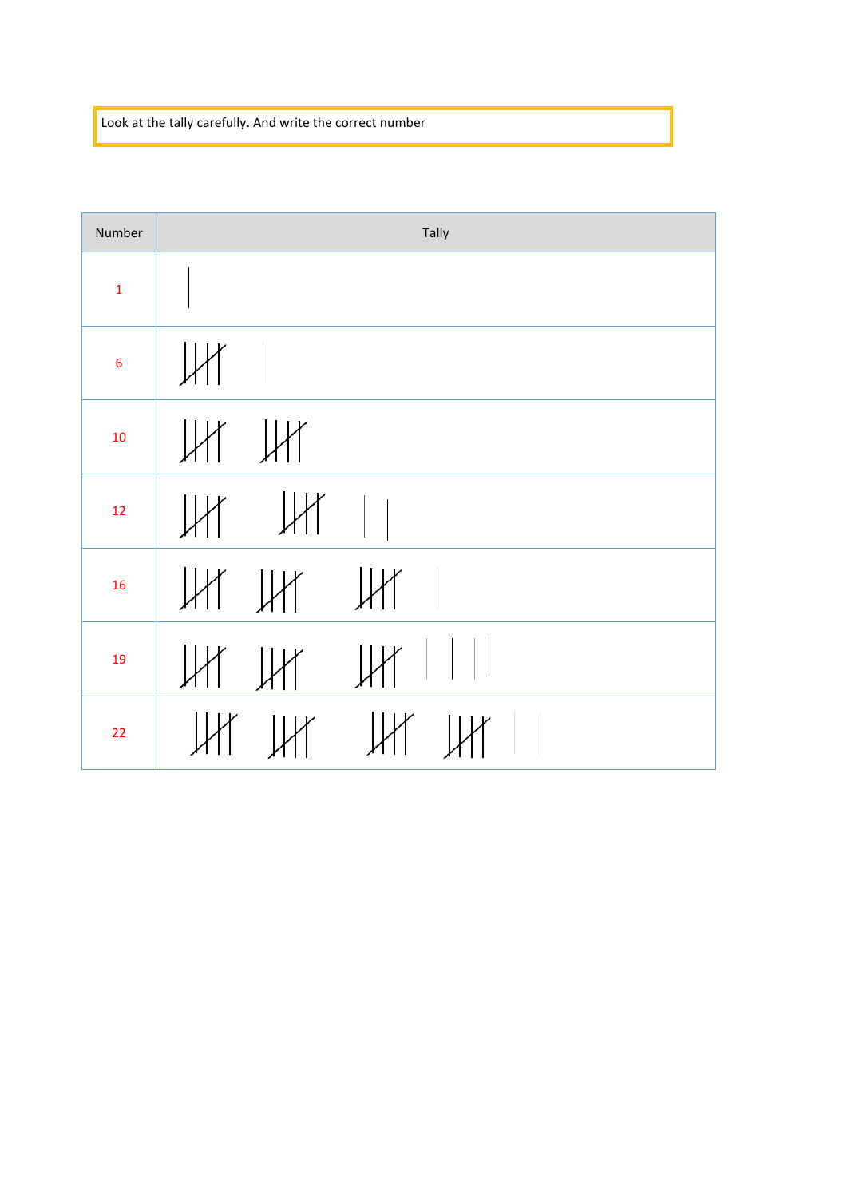Look at the tally carefully. And write the correct number

| Number | Tally |
|---|---|
| 1 | \| |
| 6 | 卌 \| |
| 10 | 卌 卌 |
| 12 | 卌 卌 \| \| |
| 16 | 卌 卌 卌 \| |
| 19 | 卌 卌 卌 \| \| \| \| |
| 22 | 卌 卌 卌 卌 \| \| |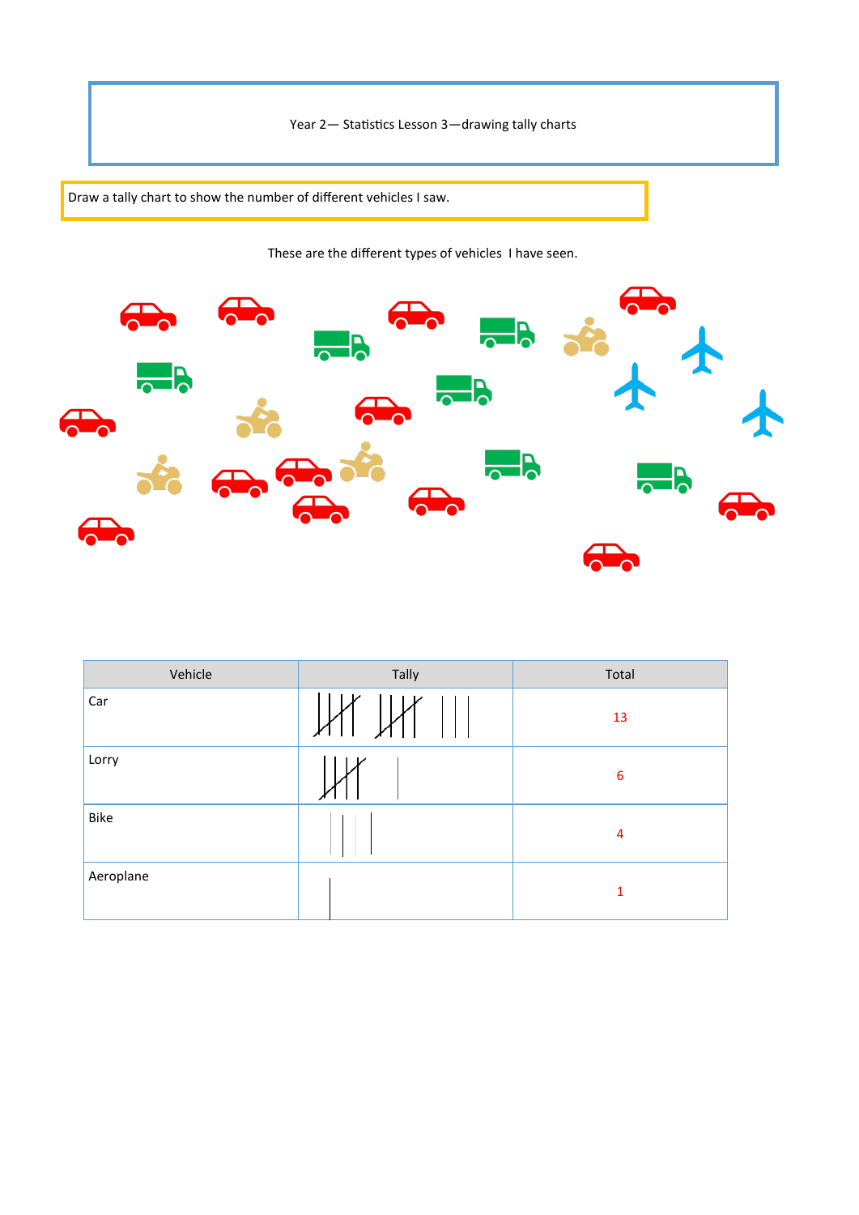Year 2— Statistics Lesson 3—drawing tally charts

Draw a tally chart to show the number of different vehicles I saw.

These are the different types of vehicles I have seen.

| Vehicle | Tally | Total |
|---|---|---|
| Car | 𝍸 𝍸 ||| | 13 |
| Lorry | 𝍸 | | 6 |
| Bike | |||| | 4 |
| Aeroplane | | | 1 |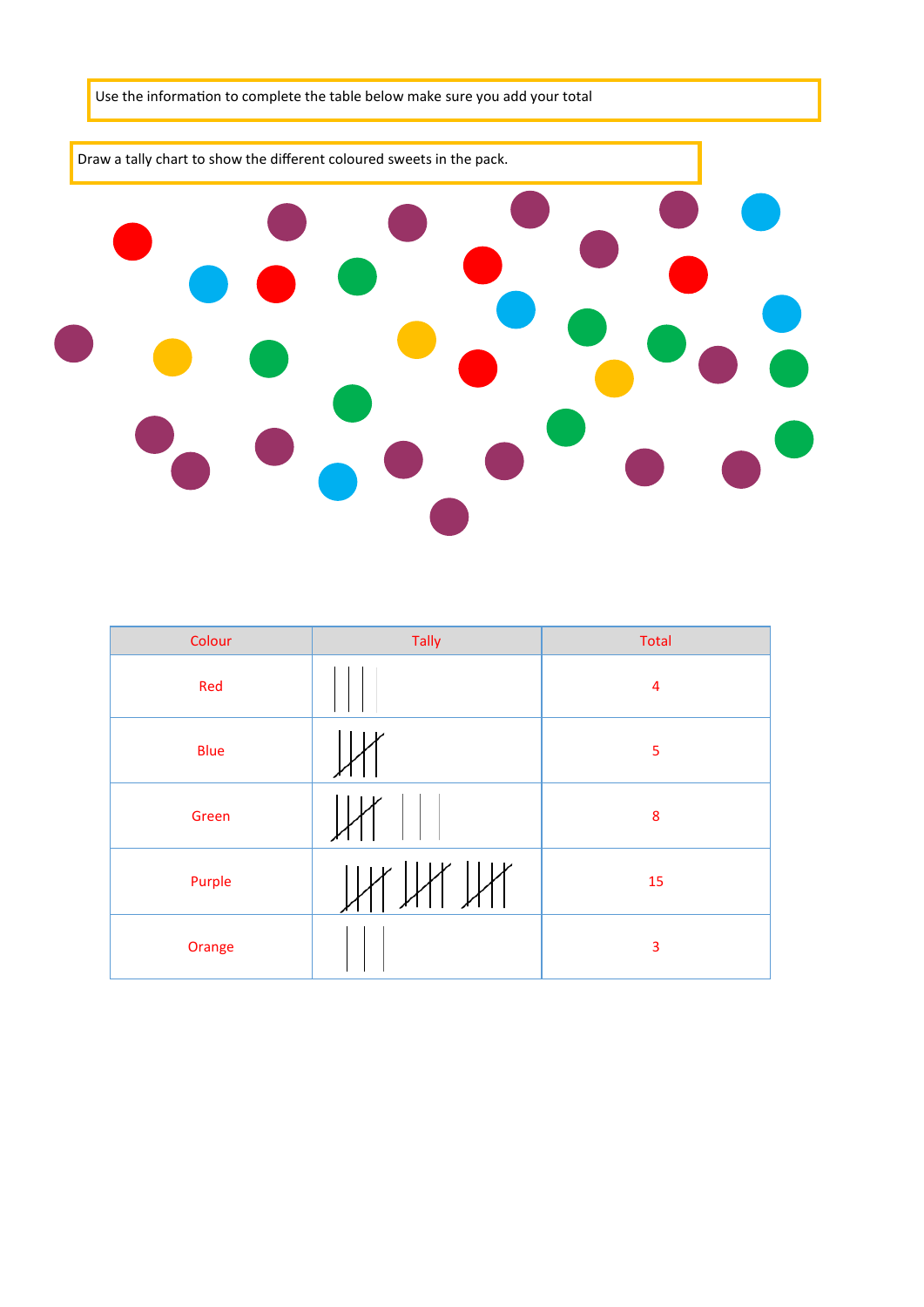Use the information to complete the table below make sure you add your total

Draw a tally chart to show the different coloured sweets in the pack.

| Colour | Tally | Total |
| --- | --- | --- |
| Red | IIII | 4 |
| Blue | 𝍸 | 5 |
| Green | 𝍸 III | 8 |
| Purple | 𝍸 𝍸 𝍸 | 15 |
| Orange | III | 3 |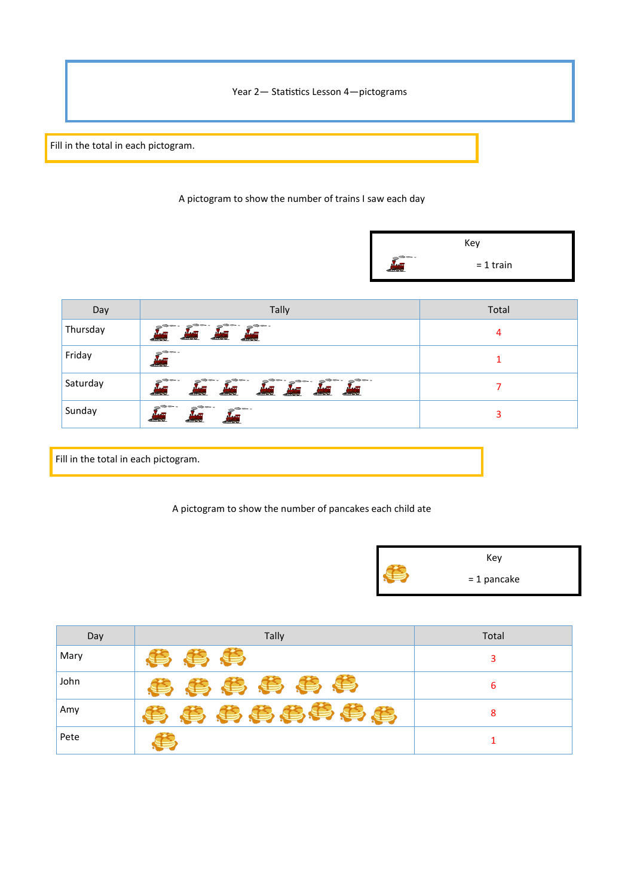Year 2— Statistics Lesson 4—pictograms

Fill in the total in each pictogram.

A pictogram to show the number of trains I saw each day

Key

= 1 train

| Day | Tally | Total |
|---|---|---|
| Thursday | | 4 |
| Friday | | 1 |
| Saturday | | 7 |
| Sunday | | 3 |

Fill in the total in each pictogram.

A pictogram to show the number of pancakes each child ate

Key

= 1 pancake

| Day | Tally | Total |
|---|---|---|
| Mary | | 3 |
| John | | 6 |
| Amy | | 8 |
| Pete | | 1 |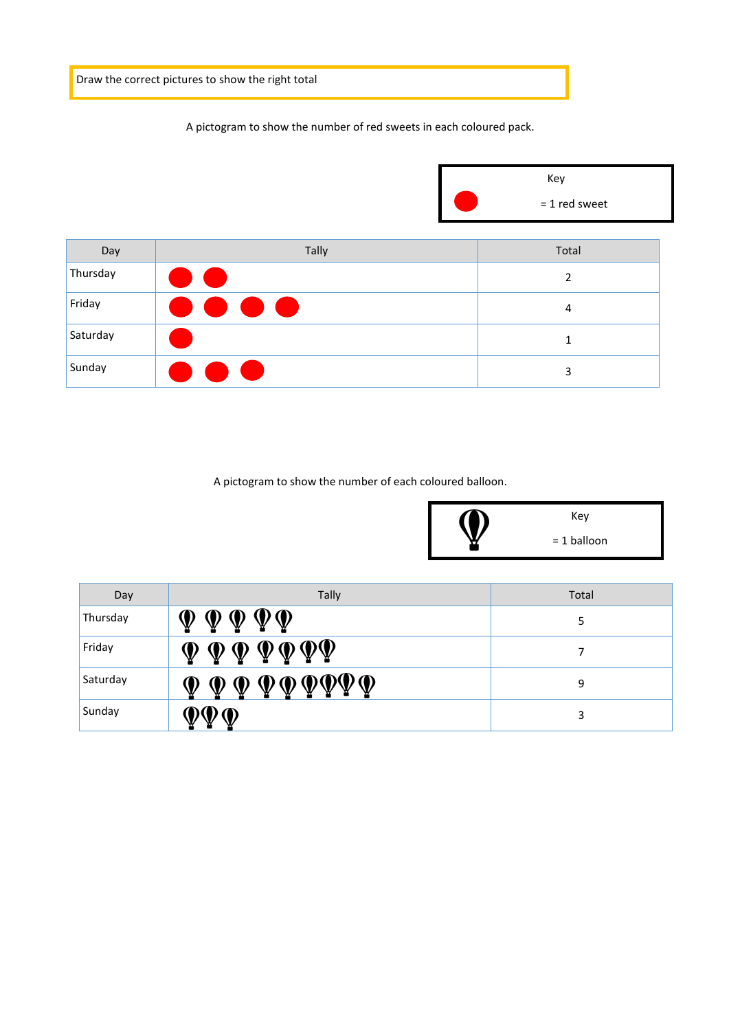Draw the correct pictures to show the right total

A pictogram to show the number of red sweets in each coloured pack.

Key

= 1 red sweet

| Day | Tally | Total |
|---|---|---|
| Thursday | | 2 |
| Friday | | 4 |
| Saturday | | 1 |
| Sunday | | 3 |

A pictogram to show the number of each coloured balloon.

Key

= 1 balloon

| Day | Tally | Total |
|---|---|---|
| Thursday | | 5 |
| Friday | | 7 |
| Saturday | | 9 |
| Sunday | | 3 |